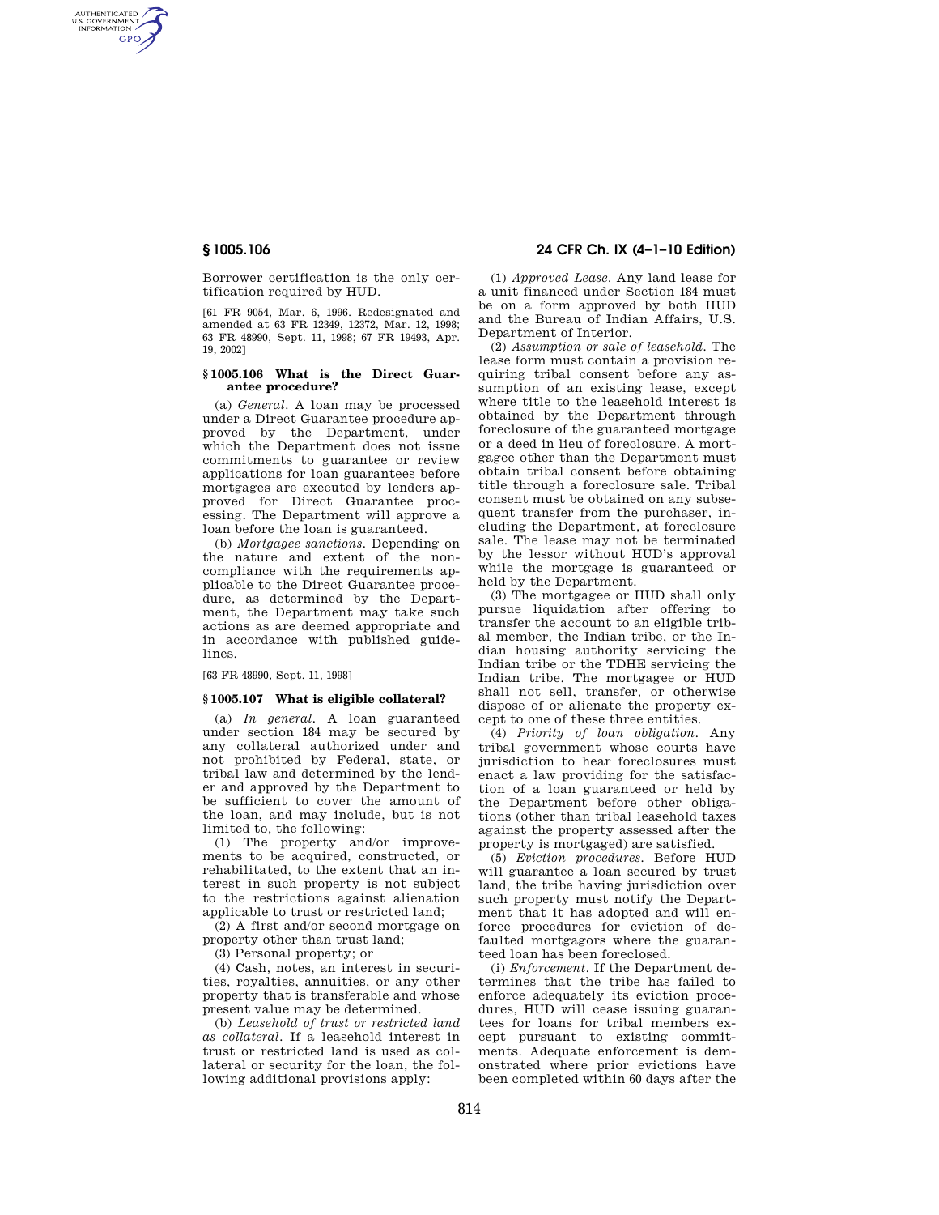Borrower certification is the only certification required by HUD.

[61 FR 9054, Mar. 6, 1996. Redesignated and amended at 63 FR 12349, 12372, Mar. 12, 1998; 63 FR 48990, Sept. 11, 1998; 67 FR 19493, Apr. 19, 2002]

### § 1005.106 What is the Direct Guarantee procedure?

(a) *General.* A loan may be processed under a Direct Guarantee procedure approved by the Department, under which the Department does not issue commitments to guarantee or review applications for loan guarantees before mortgages are executed by lenders approved for Direct Guarantee processing. The Department will approve a loan before the loan is guaranteed.

(b) *Mortgagee sanctions.* Depending on the nature and extent of the noncompliance with the requirements applicable to the Direct Guarantee procedure, as determined by the Department, the Department may take such actions as are deemed appropriate and in accordance with published guidelines.

[63 FR 48990, Sept. 11, 1998]

### § 1005.107 What is eligible collateral?

(a) *In general.* A loan guaranteed under section 184 may be secured by any collateral authorized under and not prohibited by Federal, state, or tribal law and determined by the lender and approved by the Department to be sufficient to cover the amount of the loan, and may include, but is not limited to, the following:

(1) The property and/or improvements to be acquired, constructed, or rehabilitated, to the extent that an interest in such property is not subject to the restrictions against alienation applicable to trust or restricted land;

(2) A first and/or second mortgage on property other than trust land;

(3) Personal property; or

(4) Cash, notes, an interest in securities, royalties, annuities, or any other property that is transferable and whose present value may be determined.

(b) *Leasehold of trust or restricted land as collateral.* If a leasehold interest in trust or restricted land is used as collateral or security for the loan, the following additional provisions apply:

(1) *Approved Lease.* Any land lease for a unit financed under Section 184 must be on a form approved by both HUD and the Bureau of Indian Affairs, U.S. Department of Interior.

(2) *Assumption or sale of leasehold.* The lease form must contain a provision requiring tribal consent before any assumption of an existing lease, except where title to the leasehold interest is obtained by the Department through foreclosure of the guaranteed mortgage or a deed in lieu of foreclosure. A mortgagee other than the Department must obtain tribal consent before obtaining title through a foreclosure sale. Tribal consent must be obtained on any subsequent transfer from the purchaser, including the Department, at foreclosure sale. The lease may not be terminated by the lessor without HUD's approval while the mortgage is guaranteed or held by the Department.

(3) The mortgagee or HUD shall only pursue liquidation after offering to transfer the account to an eligible tribal member, the Indian tribe, or the Indian housing authority servicing the Indian tribe or the TDHE servicing the Indian tribe. The mortgagee or HUD shall not sell, transfer, or otherwise dispose of or alienate the property except to one of these three entities.

(4) *Priority of loan obligation.* Any tribal government whose courts have jurisdiction to hear foreclosures must enact a law providing for the satisfaction of a loan guaranteed or held by the Department before other obligations (other than tribal leasehold taxes against the property assessed after the property is mortgaged) are satisfied.

(5) *Eviction procedures.* Before HUD will guarantee a loan secured by trust land, the tribe having jurisdiction over such property must notify the Department that it has adopted and will enforce procedures for eviction of defaulted mortgagors where the guaranteed loan has been foreclosed.

(i) *Enforcement.* If the Department determines that the tribe has failed to enforce adequately its eviction procedures, HUD will cease issuing guarantees for loans for tribal members except pursuant to existing commitments. Adequate enforcement is demonstrated where prior evictions have been completed within 60 days after the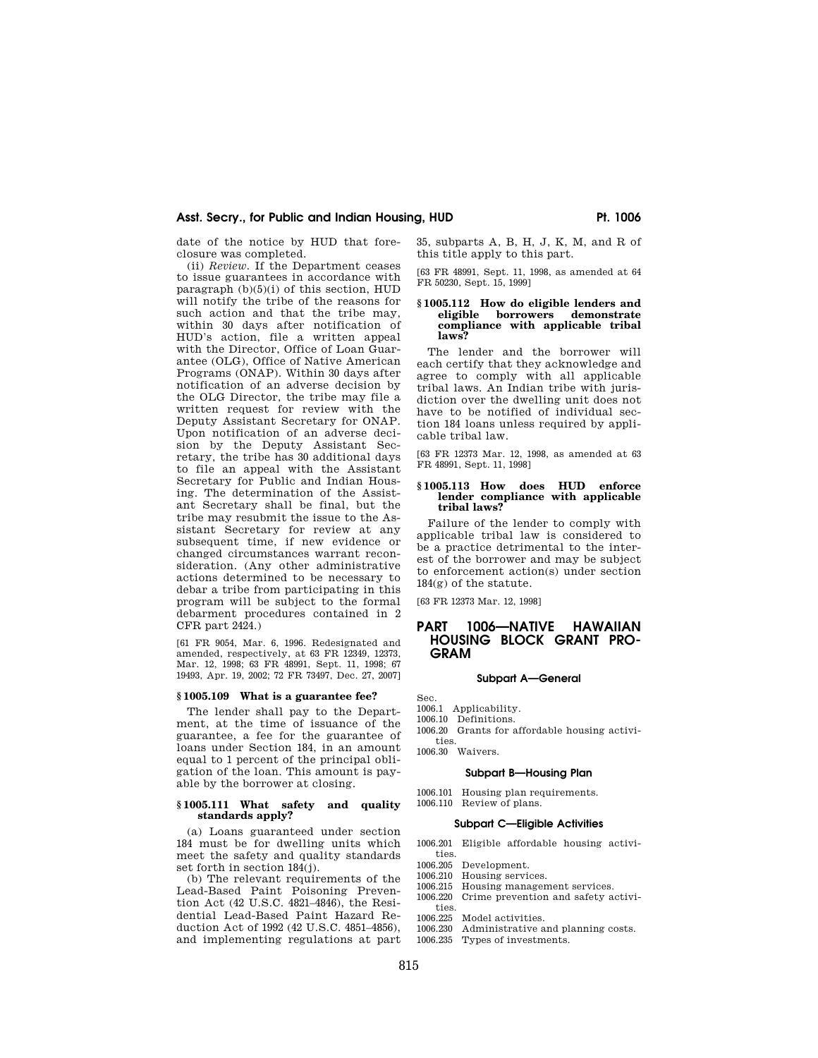date of the notice by HUD that foreclosure was completed.

(ii) *Review.* If the Department ceases to issue guarantees in accordance with paragraph (b)(5)(i) of this section, HUD will notify the tribe of the reasons for such action and that the tribe may, within 30 days after notification of HUD's action, file a written appeal with the Director, Office of Loan Guarantee (OLG), Office of Native American Programs (ONAP). Within 30 days after notification of an adverse decision by the OLG Director, the tribe may file a written request for review with the Deputy Assistant Secretary for ONAP. Upon notification of an adverse decision by the Deputy Assistant Secretary, the tribe has 30 additional days to file an appeal with the Assistant Secretary for Public and Indian Housing. The determination of the Assistant Secretary shall be final, but the tribe may resubmit the issue to the Assistant Secretary for review at any subsequent time, if new evidence or changed circumstances warrant reconsideration. (Any other administrative actions determined to be necessary to debar a tribe from participating in this program will be subject to the formal debarment procedures contained in 2 CFR part 2424.)

[61 FR 9054, Mar. 6, 1996. Redesignated and amended, respectively, at 63 FR 12349, 12373, Mar. 12, 1998; 63 FR 48991, Sept. 11, 1998; 67 19493, Apr. 19, 2002; 72 FR 73497, Dec. 27, 2007]

### § 1005.109 What is a guarantee fee?

The lender shall pay to the Department, at the time of issuance of the guarantee, a fee for the guarantee of loans under Section 184, in an amount equal to 1 percent of the principal obligation of the loan. This amount is payable by the borrower at closing.

### § 1005.111 What safety and quality standards apply?

(a) Loans guaranteed under section 184 must be for dwelling units which meet the safety and quality standards set forth in section 184(j).

(b) The relevant requirements of the Lead-Based Paint Poisoning Prevention Act (42 U.S.C. 4821–4846), the Residential Lead-Based Paint Hazard Reduction Act of 1992 (42 U.S.C. 4851–4856), and implementing regulations at part 35, subparts A, B, H, J, K, M, and R of this title apply to this part.

[63 FR 48991, Sept. 11, 1998, as amended at 64 FR 50230, Sept. 15, 1999]

### § 1005.112 How do eligible lenders and eligible borrowers demonstrate compliance with applicable tribal laws?

The lender and the borrower will each certify that they acknowledge and agree to comply with all applicable tribal laws. An Indian tribe with jurisdiction over the dwelling unit does not have to be notified of individual section 184 loans unless required by applicable tribal law.

[63 FR 12373 Mar. 12, 1998, as amended at 63 FR 48991, Sept. 11, 1998]

### § 1005.113 How does HUD enforce lender compliance with applicable tribal laws?

Failure of the lender to comply with applicable tribal law is considered to be a practice detrimental to the interest of the borrower and may be subject to enforcement action(s) under section 184(g) of the statute.

[63 FR 12373 Mar. 12, 1998]

# PART 1006—NATIVE HAWAIIAN HOUSING BLOCK GRANT PROGRAM

## Subpart A—General

Sec.
1006.1 Applicability.
1006.10 Definitions.
1006.20 Grants for affordable housing activities.
1006.30 Waivers.

## Subpart B—Housing Plan

1006.101 Housing plan requirements.
1006.110 Review of plans.

## Subpart C—Eligible Activities

1006.201 Eligible affordable housing activities.
1006.205 Development.
1006.210 Housing services.
1006.215 Housing management services.
1006.220 Crime prevention and safety activities.
1006.225 Model activities.
1006.230 Administrative and planning costs.
1006.235 Types of investments.